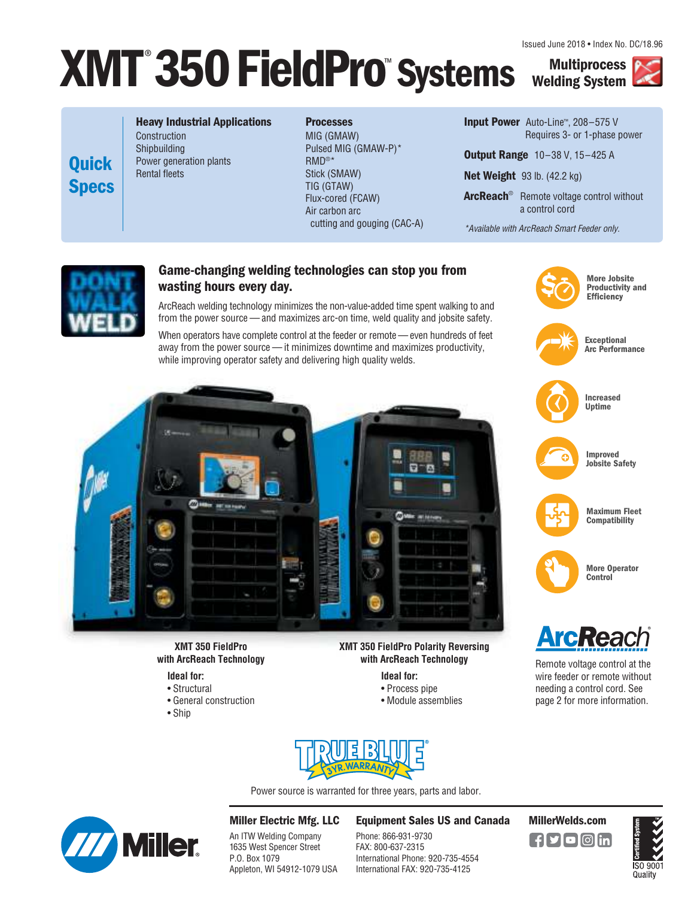Issued June 2018 • Index No. DC/18.96

# XMT® 350 FieldPro™ Systems

**Multiprocess Welding System**

## Quick Specs

**Heavy Industrial Applications**
Construction
Shipbuilding
Power generation plants
Rental fleets

**Processes**
MIG (GMAW)
Pulsed MIG (GMAW-P)*
RMD®*
Stick (SMAW)
TIG (GTAW)
Flux-cored (FCAW)
Air carbon arc cutting and gouging (CAC-A)

**Input Power** Auto-Line™, 208–575 V
Requires 3- or 1-phase power

**Output Range** 10–38 V, 15–425 A

**Net Weight** 93 lb. (42.2 kg)

**ArcReach®** Remote voltage control without a control cord

*\*Available with ArcReach Smart Feeder only.*

DONT WALK WELD

## Game-changing welding technologies can stop you from wasting hours every day.

ArcReach welding technology minimizes the non-value-added time spent walking to and from the power source — and maximizes arc-on time, weld quality and jobsite safety.

When operators have complete control at the feeder or remote — even hundreds of feet away from the power source — it minimizes downtime and maximizes productivity, while improving operator safety and delivering high quality welds.

- More Jobsite Productivity and Efficiency
- Exceptional Arc Performance
- Increased Uptime
- Improved Jobsite Safety
- Maximum Fleet Compatibility
- More Operator Control

**XMT 350 FieldPro with ArcReach Technology**

**Ideal for:**
- Structural
- General construction
- Ship

**XMT 350 FieldPro Polarity Reversing with ArcReach Technology**

**Ideal for:**
- Process pipe
- Module assemblies

**ArcReach®**

Remote voltage control at the wire feeder or remote without needing a control cord. See page 2 for more information.

TRUE BLUE® 3 YR. WARRANTY

Power source is warranted for three years, parts and labor.

**Miller Electric Mfg. LLC**
An ITW Welding Company
1635 West Spencer Street
P.O. Box 1079
Appleton, WI 54912-1079 USA

**Equipment Sales US and Canada**
Phone: 866-931-9730
FAX: 800-637-2315
International Phone: 920-735-4554
International FAX: 920-735-4125

**MillerWelds.com**

Certified System ISO 9001 Quality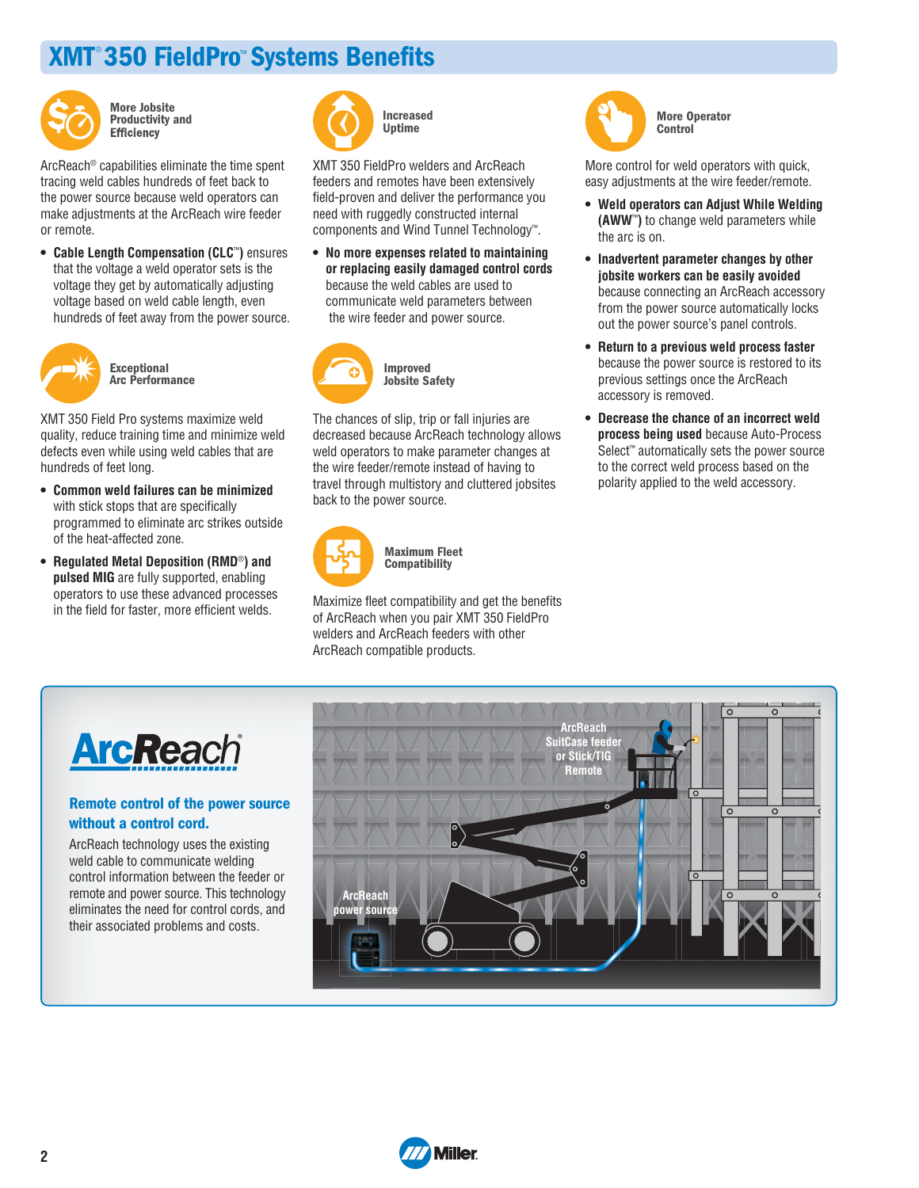# XMT® 350 FieldPro™ Systems Benefits

### More Jobsite Productivity and Efficiency

ArcReach® capabilities eliminate the time spent tracing weld cables hundreds of feet back to the power source because weld operators can make adjustments at the ArcReach wire feeder or remote.

- **Cable Length Compensation (CLC™)** ensures that the voltage a weld operator sets is the voltage they get by automatically adjusting voltage based on weld cable length, even hundreds of feet away from the power source.

### Exceptional Arc Performance

XMT 350 Field Pro systems maximize weld quality, reduce training time and minimize weld defects even while using weld cables that are hundreds of feet long.

- **Common weld failures can be minimized** with stick stops that are specifically programmed to eliminate arc strikes outside of the heat-affected zone.
- **Regulated Metal Deposition (RMD®) and pulsed MIG** are fully supported, enabling operators to use these advanced processes in the field for faster, more efficient welds.

### Increased Uptime

XMT 350 FieldPro welders and ArcReach feeders and remotes have been extensively field-proven and deliver the performance you need with ruggedly constructed internal components and Wind Tunnel Technology™.

- **No more expenses related to maintaining or replacing easily damaged control cords** because the weld cables are used to communicate weld parameters between the wire feeder and power source.

### Improved Jobsite Safety

The chances of slip, trip or fall injuries are decreased because ArcReach technology allows weld operators to make parameter changes at the wire feeder/remote instead of having to travel through multistory and cluttered jobsites back to the power source.

### Maximum Fleet Compatibility

Maximize fleet compatibility and get the benefits of ArcReach when you pair XMT 350 FieldPro welders and ArcReach feeders with other ArcReach compatible products.

### More Operator Control

More control for weld operators with quick, easy adjustments at the wire feeder/remote.

- **Weld operators can Adjust While Welding (AWW™)** to change weld parameters while the arc is on.
- **Inadvertent parameter changes by other jobsite workers can be easily avoided** because connecting an ArcReach accessory from the power source automatically locks out the power source's panel controls.
- **Return to a previous weld process faster** because the power source is restored to its previous settings once the ArcReach accessory is removed.
- **Decrease the chance of an incorrect weld process being used** because Auto-Process Select™ automatically sets the power source to the correct weld process based on the polarity applied to the weld accessory.

## ArcReach®

**Remote control of the power source without a control cord.**

ArcReach technology uses the existing weld cable to communicate welding control information between the feeder or remote and power source. This technology eliminates the need for control cords, and their associated problems and costs.

ArcReach SuitCase feeder or Stick/TIG Remote

ArcReach power source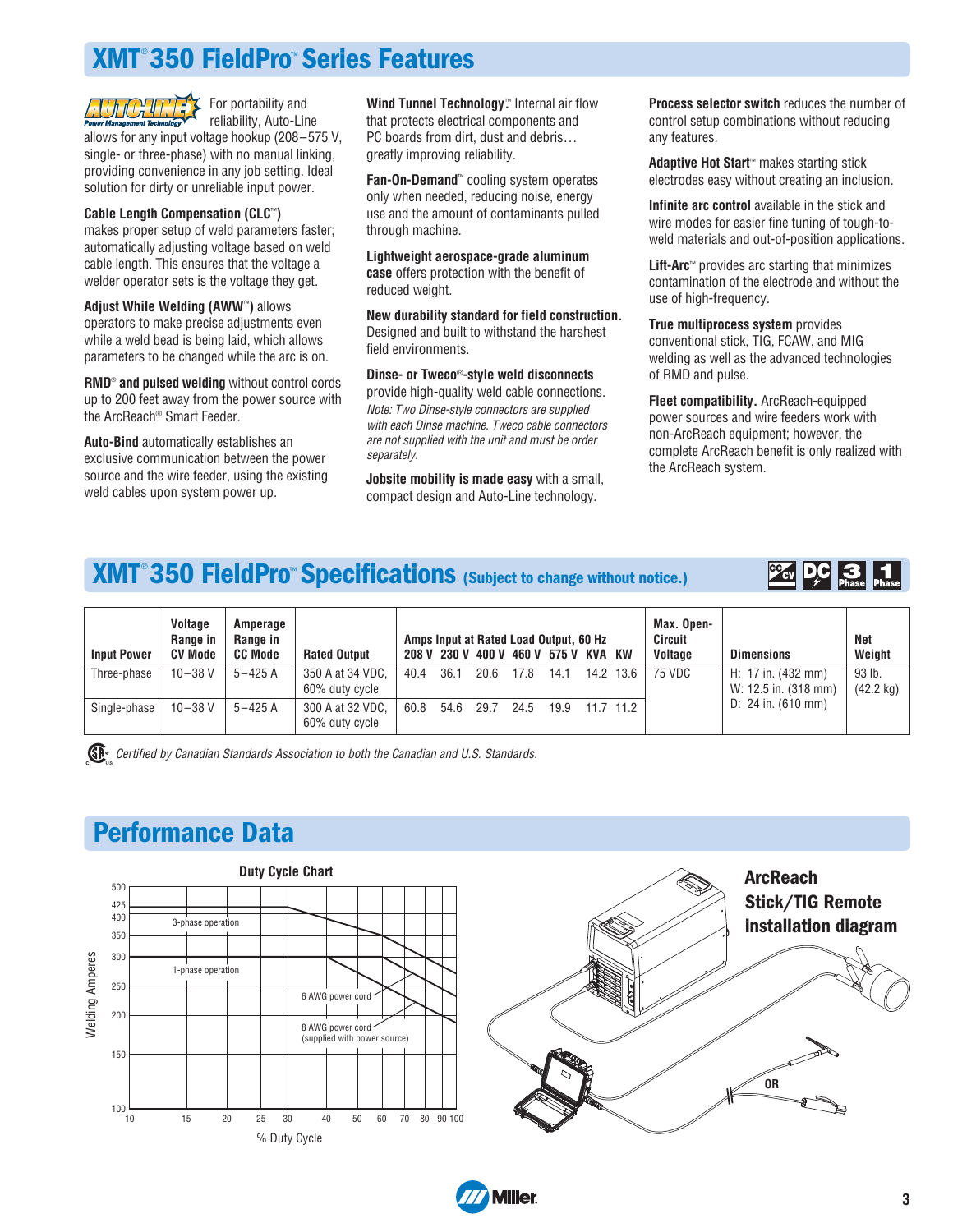## XMT® 350 FieldPro™ Series Features

AUTO-LINE Power Management Technology — For portability and reliability, Auto-Line allows for any input voltage hookup (208–575 V, single- or three-phase) with no manual linking, providing convenience in any job setting. Ideal solution for dirty or unreliable input power.

**Cable Length Compensation (CLC™)** makes proper setup of weld parameters faster; automatically adjusting voltage based on weld cable length. This ensures that the voltage a welder operator sets is the voltage they get.

**Adjust While Welding (AWW™)** allows operators to make precise adjustments even while a weld bead is being laid, which allows parameters to be changed while the arc is on.

**RMD® and pulsed welding** without control cords up to 200 feet away from the power source with the ArcReach® Smart Feeder.

**Auto-Bind** automatically establishes an exclusive communication between the power source and the wire feeder, using the existing weld cables upon system power up.

**Wind Tunnel Technology™.** Internal air flow that protects electrical components and PC boards from dirt, dust and debris… greatly improving reliability.

**Fan-On-Demand™** cooling system operates only when needed, reducing noise, energy use and the amount of contaminants pulled through machine.

**Lightweight aerospace-grade aluminum case** offers protection with the benefit of reduced weight.

**New durability standard for field construction.** Designed and built to withstand the harshest field environments.

**Dinse- or Tweco®-style weld disconnects** provide high-quality weld cable connections.
*Note: Two Dinse-style connectors are supplied with each Dinse machine. Tweco cable connectors are not supplied with the unit and must be order separately.*

**Jobsite mobility is made easy** with a small, compact design and Auto-Line technology.

**Process selector switch** reduces the number of control setup combinations without reducing any features.

**Adaptive Hot Start™** makes starting stick electrodes easy without creating an inclusion.

**Infinite arc control** available in the stick and wire modes for easier fine tuning of tough-to-weld materials and out-of-position applications.

**Lift-Arc™** provides arc starting that minimizes contamination of the electrode and without the use of high-frequency.

**True multiprocess system** provides conventional stick, TIG, FCAW, and MIG welding as well as the advanced technologies of RMD and pulse.

**Fleet compatibility.** ArcReach-equipped power sources and wire feeders work with non-ArcReach equipment; however, the complete ArcReach benefit is only realized with the ArcReach system.

## XMT® 350 FieldPro™ Specifications (Subject to change without notice.)

CC/CV DC 3 Phase 1 Phase

| Input Power | Voltage Range in CV Mode | Amperage Range in CC Mode | Rated Output | Amps Input at Rated Load Output, 60 Hz 208 V | 230 V | 400 V | 460 V | 575 V | KVA | KW | Max. Open-Circuit Voltage | Dimensions | Net Weight |
|---|---|---|---|---|---|---|---|---|---|---|---|---|---|
| Three-phase | 10–38 V | 5–425 A | 350 A at 34 VDC, 60% duty cycle | 40.4 | 36.1 | 20.6 | 17.8 | 14.1 | 14.2 | 13.6 | 75 VDC | H: 17 in. (432 mm) W: 12.5 in. (318 mm) D: 24 in. (610 mm) | 93 lb. (42.2 kg) |
| Single-phase | 10–38 V | 5–425 A | 300 A at 32 VDC, 60% duty cycle | 60.8 | 54.6 | 29.7 | 24.5 | 19.9 | 11.7 | 11.2 | | | |

*Certified by Canadian Standards Association to both the Canadian and U.S. Standards.*

## Performance Data

Duty Cycle Chart

Welding Amperes: 500, 425, 400, 350, 300, 250, 200, 150, 100

% Duty Cycle: 10, 15, 20, 25, 30, 40, 50, 60, 70, 80, 90, 100

3-phase operation

1-phase operation

6 AWG power cord

8 AWG power cord (supplied with power source)

ArcReach Stick/TIG Remote installation diagram

OR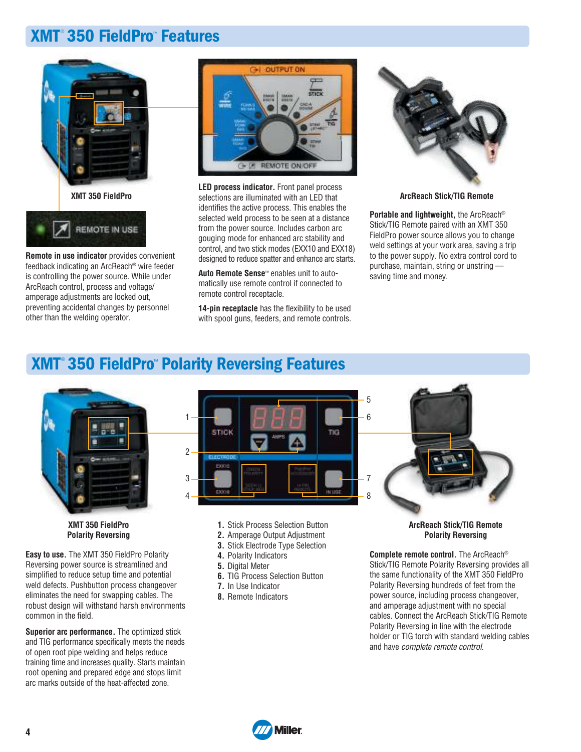## XMT® 350 FieldPro™ Features

XMT 350 FieldPro

REMOTE IN USE

**Remote in use indicator** provides convenient feedback indicating an ArcReach® wire feeder is controlling the power source. While under ArcReach control, process and voltage/amperage adjustments are locked out, preventing accidental changes by personnel other than the welding operator.

**LED process indicator.** Front panel process selections are illuminated with an LED that identifies the active process. This enables the selected weld process to be seen at a distance from the power source. Includes carbon arc gouging mode for enhanced arc stability and control, and two stick modes (EXX10 and EXX18) designed to reduce spatter and enhance arc starts.

**Auto Remote Sense™** enables unit to automatically use remote control if connected to remote control receptacle.

**14-pin receptacle** has the flexibility to be used with spool guns, feeders, and remote controls.

ArcReach Stick/TIG Remote

**Portable and lightweight,** the ArcReach® Stick/TIG Remote paired with an XMT 350 FieldPro power source allows you to change weld settings at your work area, saving a trip to the power supply. No extra control cord to purchase, maintain, string or unstring — saving time and money.

## XMT® 350 FieldPro™ Polarity Reversing Features

XMT 350 FieldPro
Polarity Reversing

**Easy to use.** The XMT 350 FieldPro Polarity Reversing power source is streamlined and simplified to reduce setup time and potential weld defects. Pushbutton process changeover eliminates the need for swapping cables. The robust design will withstand harsh environments common in the field.

**Superior arc performance.** The optimized stick and TIG performance specifically meets the needs of open root pipe welding and helps reduce training time and increases quality. Starts maintain root opening and prepared edge and stops limit arc marks outside of the heat-affected zone.

1. Stick Process Selection Button
2. Amperage Output Adjustment
3. Stick Electrode Type Selection
4. Polarity Indicators
5. Digital Meter
6. TIG Process Selection Button
7. In Use Indicator
8. Remote Indicators

ArcReach Stick/TIG Remote
Polarity Reversing

**Complete remote control.** The ArcReach® Stick/TIG Remote Polarity Reversing provides all the same functionality of the XMT 350 FieldPro Polarity Reversing hundreds of feet from the power source, including process changeover, and amperage adjustment with no special cables. Connect the ArcReach Stick/TIG Remote Polarity Reversing in line with the electrode holder or TIG torch with standard welding cables and have *complete remote control.*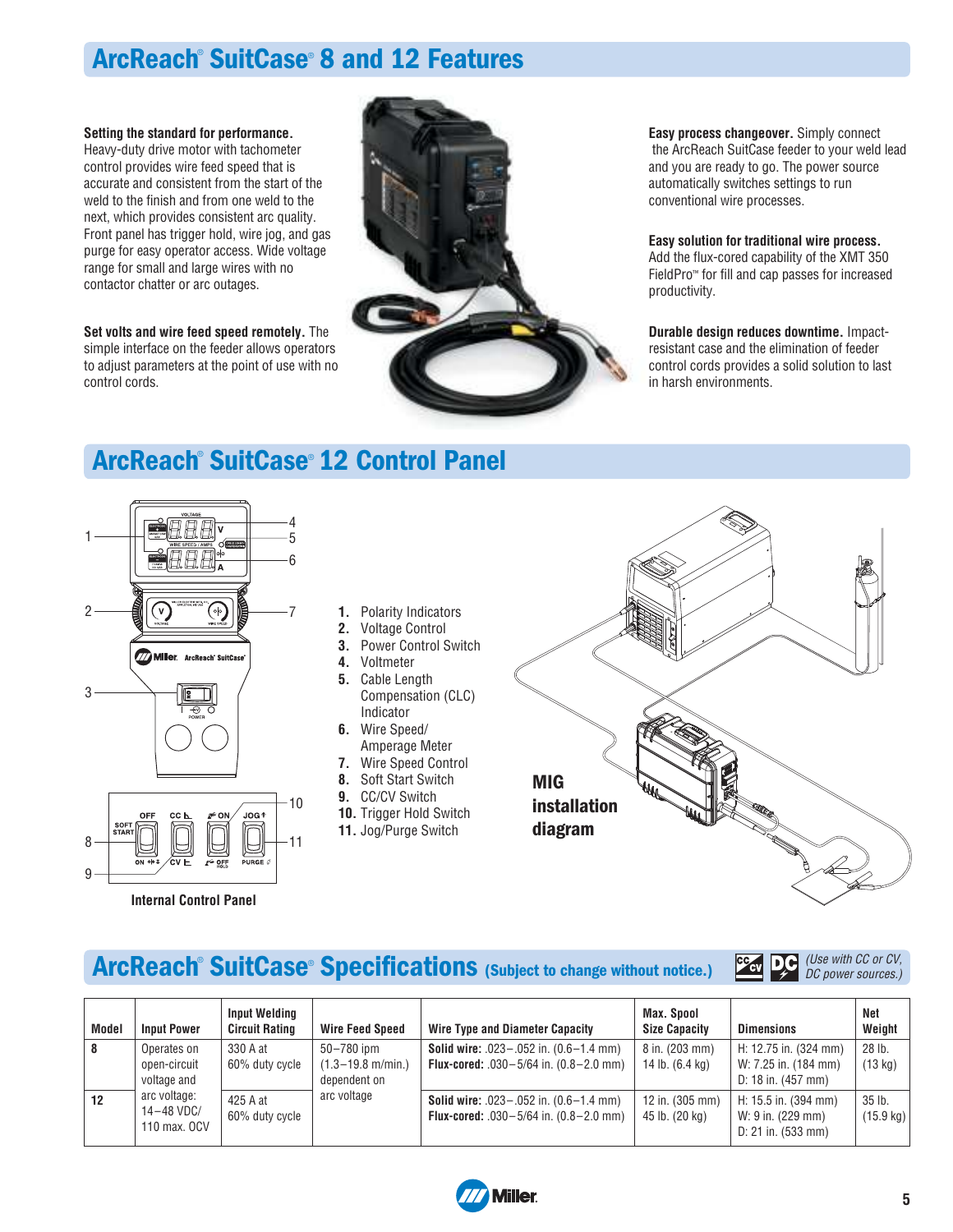## ArcReach® SuitCase® 8 and 12 Features

**Setting the standard for performance.** Heavy-duty drive motor with tachometer control provides wire feed speed that is accurate and consistent from the start of the weld to the finish and from one weld to the next, which provides consistent arc quality. Front panel has trigger hold, wire jog, and gas purge for easy operator access. Wide voltage range for small and large wires with no contactor chatter or arc outages.

**Set volts and wire feed speed remotely.** The simple interface on the feeder allows operators to adjust parameters at the point of use with no control cords.

**Easy process changeover.** Simply connect the ArcReach SuitCase feeder to your weld lead and you are ready to go. The power source automatically switches settings to run conventional wire processes.

**Easy solution for traditional wire process.** Add the flux-cored capability of the XMT 350 FieldPro™ for fill and cap passes for increased productivity.

**Durable design reduces downtime.** Impact-resistant case and the elimination of feeder control cords provides a solid solution to last in harsh environments.

## ArcReach® SuitCase® 12 Control Panel

Internal Control Panel

1. Polarity Indicators
2. Voltage Control
3. Power Control Switch
4. Voltmeter
5. Cable Length Compensation (CLC) Indicator
6. Wire Speed/ Amperage Meter
7. Wire Speed Control
8. Soft Start Switch
9. CC/CV Switch
10. Trigger Hold Switch
11. Jog/Purge Switch

MIG installation diagram

## ArcReach® SuitCase® Specifications (Subject to change without notice.)

*(Use with CC or CV, DC power sources.)*

| Model | Input Power | Input Welding Circuit Rating | Wire Feed Speed | Wire Type and Diameter Capacity | Max. Spool Size Capacity | Dimensions | Net Weight |
|---|---|---|---|---|---|---|---|
| 8 | Operates on open-circuit voltage and arc voltage: 14–48 VDC/ 110 max. OCV | 330 A at 60% duty cycle | 50–780 ipm (1.3–19.8 m/min.) dependent on arc voltage | **Solid wire:** .023–.052 in. (0.6–1.4 mm) **Flux-cored:** .030–5/64 in. (0.8–2.0 mm) | 8 in. (203 mm) 14 lb. (6.4 kg) | H: 12.75 in. (324 mm) W: 7.25 in. (184 mm) D: 18 in. (457 mm) | 28 lb. (13 kg) |
| 12 | | 425 A at 60% duty cycle | | **Solid wire:** .023–.052 in. (0.6–1.4 mm) **Flux-cored:** .030–5/64 in. (0.8–2.0 mm) | 12 in. (305 mm) 45 lb. (20 kg) | H: 15.5 in. (394 mm) W: 9 in. (229 mm) D: 21 in. (533 mm) | 35 lb. (15.9 kg) |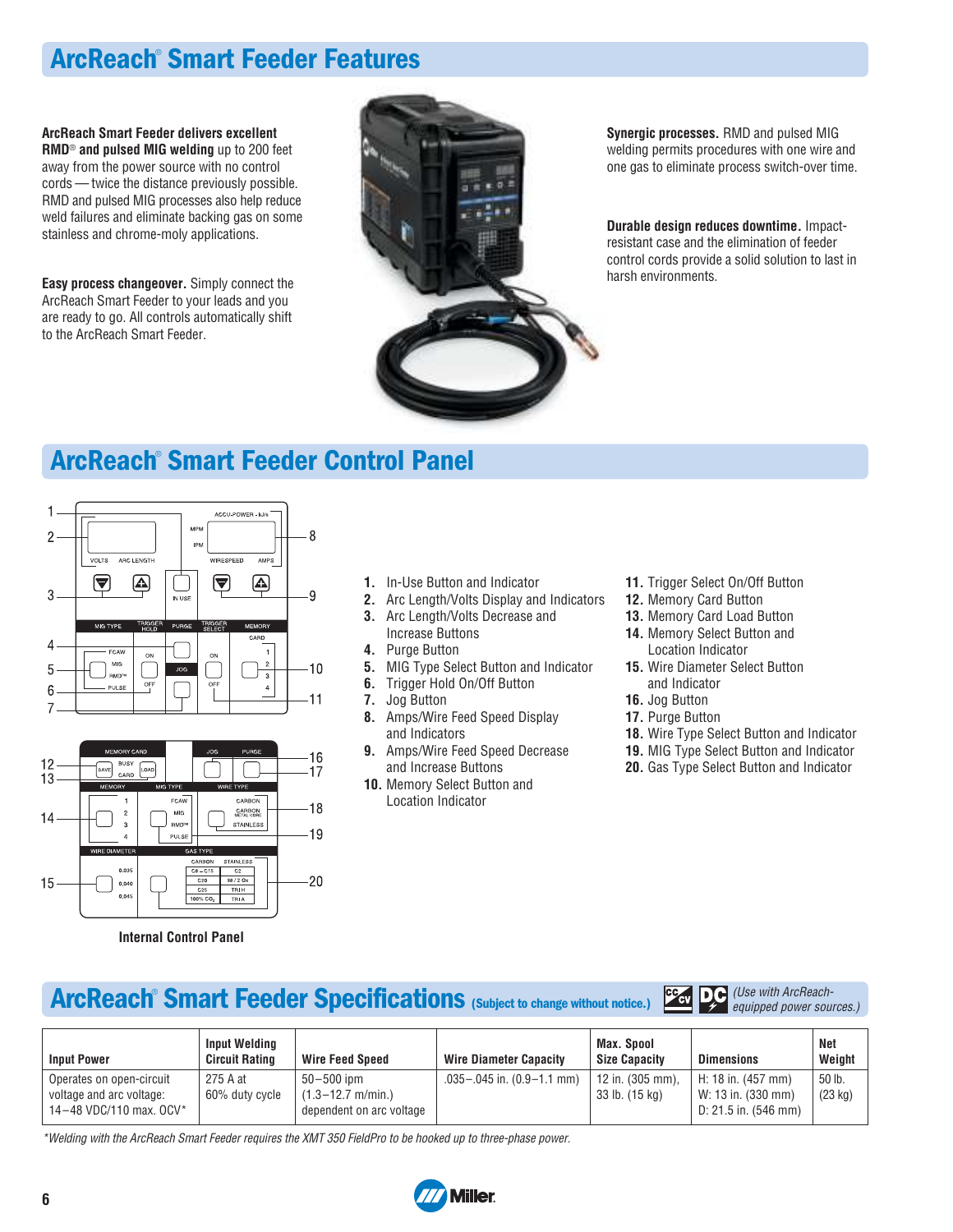## ArcReach® Smart Feeder Features

**ArcReach Smart Feeder delivers excellent RMD® and pulsed MIG welding** up to 200 feet away from the power source with no control cords — twice the distance previously possible. RMD and pulsed MIG processes also help reduce weld failures and eliminate backing gas on some stainless and chrome-moly applications.

**Easy process changeover.** Simply connect the ArcReach Smart Feeder to your leads and you are ready to go. All controls automatically shift to the ArcReach Smart Feeder.

**Synergic processes.** RMD and pulsed MIG welding permits procedures with one wire and one gas to eliminate process switch-over time.

**Durable design reduces downtime.** Impact-resistant case and the elimination of feeder control cords provide a solid solution to last in harsh environments.

## ArcReach® Smart Feeder Control Panel

Internal Control Panel

1. In-Use Button and Indicator
2. Arc Length/Volts Display and Indicators
3. Arc Length/Volts Decrease and Increase Buttons
4. Purge Button
5. MIG Type Select Button and Indicator
6. Trigger Hold On/Off Button
7. Jog Button
8. Amps/Wire Feed Speed Display and Indicators
9. Amps/Wire Feed Speed Decrease and Increase Buttons
10. Memory Select Button and Location Indicator
11. Trigger Select On/Off Button
12. Memory Card Button
13. Memory Card Load Button
14. Memory Select Button and Location Indicator
15. Wire Diameter Select Button and Indicator
16. Jog Button
17. Purge Button
18. Wire Type Select Button and Indicator
19. MIG Type Select Button and Indicator
20. Gas Type Select Button and Indicator

## ArcReach® Smart Feeder Specifications (Subject to change without notice.)

*(Use with ArcReach-equipped power sources.)*

| Input Power | Input Welding Circuit Rating | Wire Feed Speed | Wire Diameter Capacity | Max. Spool Size Capacity | Dimensions | Net Weight |
|---|---|---|---|---|---|---|
| Operates on open-circuit voltage and arc voltage: 14–48 VDC/110 max. OCV* | 275 A at 60% duty cycle | 50–500 ipm (1.3–12.7 m/min.) dependent on arc voltage | .035–.045 in. (0.9–1.1 mm) | 12 in. (305 mm), 33 lb. (15 kg) | H: 18 in. (457 mm) W: 13 in. (330 mm) D: 21.5 in. (546 mm) | 50 lb. (23 kg) |

*Welding with the ArcReach Smart Feeder requires the XMT 350 FieldPro to be hooked up to three-phase power.*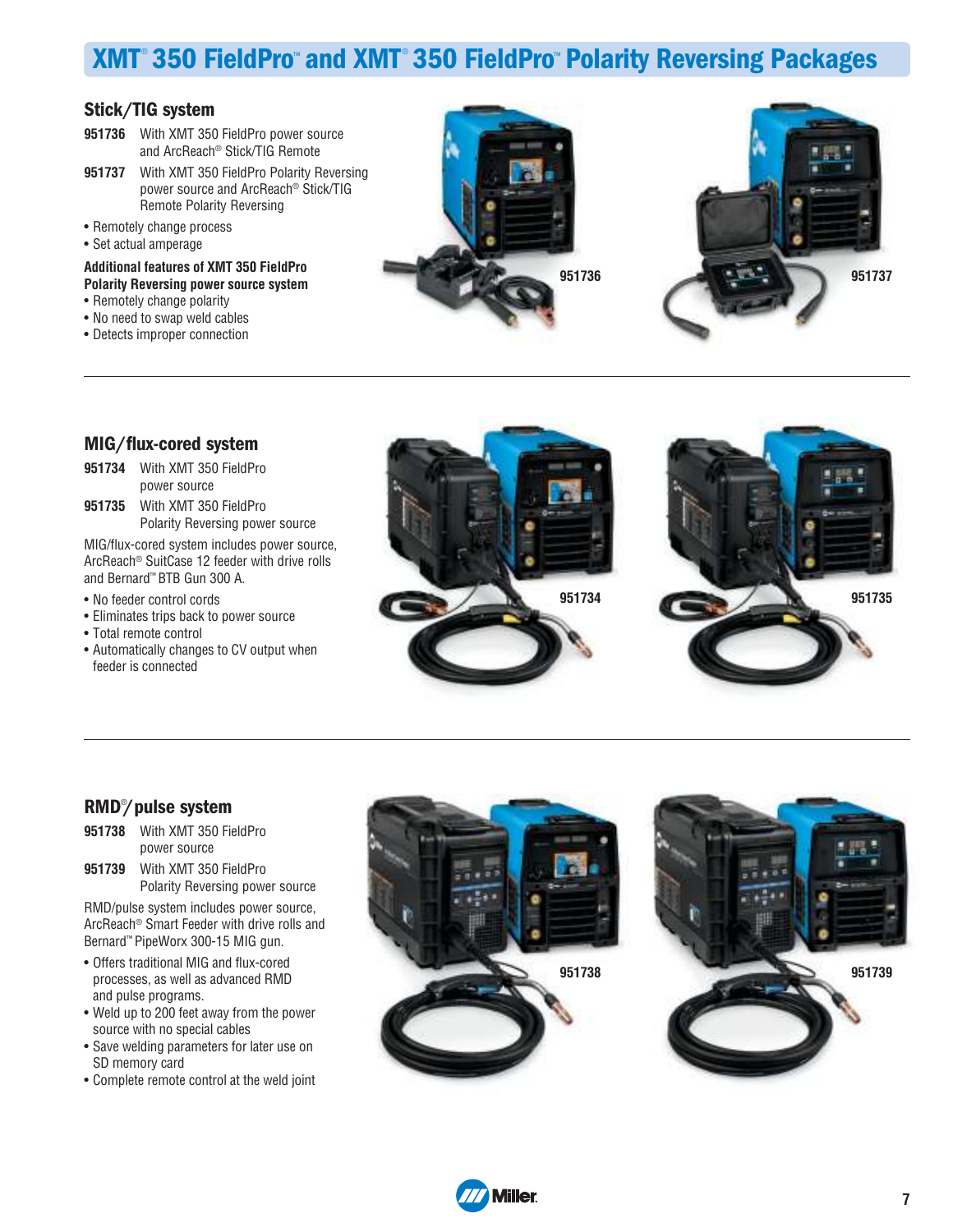# XMT® 350 FieldPro™ and XMT® 350 FieldPro™ Polarity Reversing Packages

## Stick/TIG system

**951736** With XMT 350 FieldPro power source and ArcReach® Stick/TIG Remote

**951737** With XMT 350 FieldPro Polarity Reversing power source and ArcReach® Stick/TIG Remote Polarity Reversing

- Remotely change process
- Set actual amperage

**Additional features of XMT 350 FieldPro Polarity Reversing power source system**

- Remotely change polarity
- No need to swap weld cables
- Detects improper connection

951736

951737

## MIG/flux-cored system

**951734** With XMT 350 FieldPro power source

**951735** With XMT 350 FieldPro Polarity Reversing power source

MIG/flux-cored system includes power source, ArcReach® SuitCase 12 feeder with drive rolls and Bernard™ BTB Gun 300 A.

- No feeder control cords
- Eliminates trips back to power source
- Total remote control
- Automatically changes to CV output when feeder is connected

951734

951735

## RMD®/pulse system

**951738** With XMT 350 FieldPro power source

**951739** With XMT 350 FieldPro Polarity Reversing power source

RMD/pulse system includes power source, ArcReach® Smart Feeder with drive rolls and Bernard™ PipeWorx 300-15 MIG gun.

- Offers traditional MIG and flux-cored processes, as well as advanced RMD and pulse programs.
- Weld up to 200 feet away from the power source with no special cables
- Save welding parameters for later use on SD memory card
- Complete remote control at the weld joint

951738

951739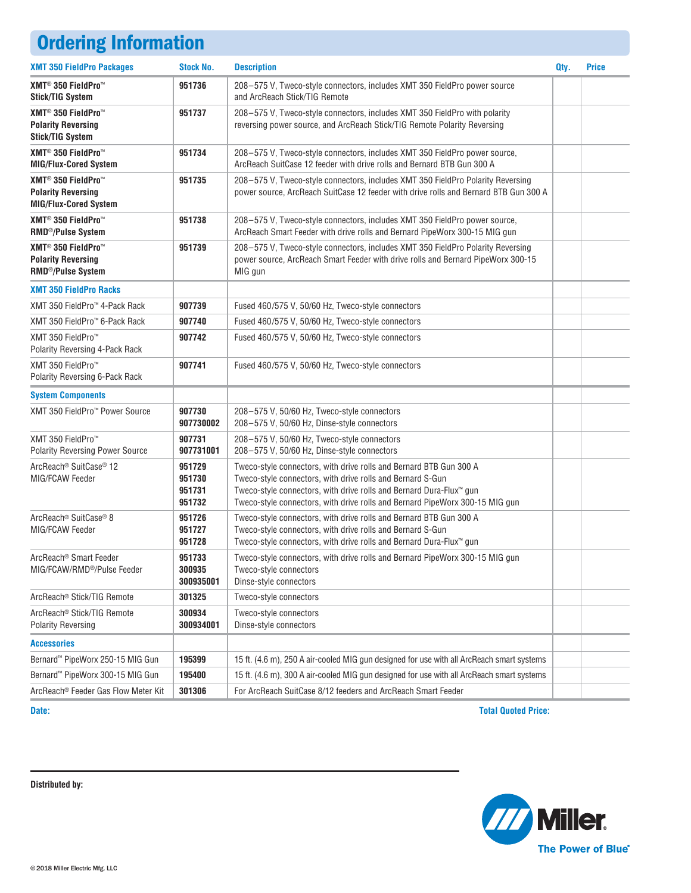# Ordering Information

| XMT 350 FieldPro Packages | Stock No. | Description | Qty. | Price |
|---|---|---|---|---|
| **XMT® 350 FieldPro™ Stick/TIG System** | **951736** | 208–575 V, Tweco-style connectors, includes XMT 350 FieldPro power source and ArcReach Stick/TIG Remote | | |
| **XMT® 350 FieldPro™ Polarity Reversing Stick/TIG System** | **951737** | 208–575 V, Tweco-style connectors, includes XMT 350 FieldPro with polarity reversing power source, and ArcReach Stick/TIG Remote Polarity Reversing | | |
| **XMT® 350 FieldPro™ MIG/Flux-Cored System** | **951734** | 208–575 V, Tweco-style connectors, includes XMT 350 FieldPro power source, ArcReach SuitCase 12 feeder with drive rolls and Bernard BTB Gun 300 A | | |
| **XMT® 350 FieldPro™ Polarity Reversing MIG/Flux-Cored System** | **951735** | 208–575 V, Tweco-style connectors, includes XMT 350 FieldPro Polarity Reversing power source, ArcReach SuitCase 12 feeder with drive rolls and Bernard BTB Gun 300 A | | |
| **XMT® 350 FieldPro™ RMD®/Pulse System** | **951738** | 208–575 V, Tweco-style connectors, includes XMT 350 FieldPro power source, ArcReach Smart Feeder with drive rolls and Bernard PipeWorx 300-15 MIG gun | | |
| **XMT® 350 FieldPro™ Polarity Reversing RMD®/Pulse System** | **951739** | 208–575 V, Tweco-style connectors, includes XMT 350 FieldPro Polarity Reversing power source, ArcReach Smart Feeder with drive rolls and Bernard PipeWorx 300-15 MIG gun | | |
| **XMT 350 FieldPro Racks** | | | | |
| XMT 350 FieldPro™ 4-Pack Rack | **907739** | Fused 460/575 V, 50/60 Hz, Tweco-style connectors | | |
| XMT 350 FieldPro™ 6-Pack Rack | **907740** | Fused 460/575 V, 50/60 Hz, Tweco-style connectors | | |
| XMT 350 FieldPro™ Polarity Reversing 4-Pack Rack | **907742** | Fused 460/575 V, 50/60 Hz, Tweco-style connectors | | |
| XMT 350 FieldPro™ Polarity Reversing 6-Pack Rack | **907741** | Fused 460/575 V, 50/60 Hz, Tweco-style connectors | | |
| **System Components** | | | | |
| XMT 350 FieldPro™ Power Source | **907730**<br>**907730002** | 208–575 V, 50/60 Hz, Tweco-style connectors<br>208–575 V, 50/60 Hz, Dinse-style connectors | | |
| XMT 350 FieldPro™ Polarity Reversing Power Source | **907731**<br>**907731001** | 208–575 V, 50/60 Hz, Tweco-style connectors<br>208–575 V, 50/60 Hz, Dinse-style connectors | | |
| ArcReach® SuitCase® 12 MIG/FCAW Feeder | **951729**<br>**951730**<br>**951731**<br>**951732** | Tweco-style connectors, with drive rolls and Bernard BTB Gun 300 A<br>Tweco-style connectors, with drive rolls and Bernard S-Gun<br>Tweco-style connectors, with drive rolls and Bernard Dura-Flux™ gun<br>Tweco-style connectors, with drive rolls and Bernard PipeWorx 300-15 MIG gun | | |
| ArcReach® SuitCase® 8 MIG/FCAW Feeder | **951726**<br>**951727**<br>**951728** | Tweco-style connectors, with drive rolls and Bernard BTB Gun 300 A<br>Tweco-style connectors, with drive rolls and Bernard S-Gun<br>Tweco-style connectors, with drive rolls and Bernard Dura-Flux™ gun | | |
| ArcReach® Smart Feeder MIG/FCAW/RMD®/Pulse Feeder | **951733**<br>**300935**<br>**300935001** | Tweco-style connectors, with drive rolls and Bernard PipeWorx 300-15 MIG gun<br>Tweco-style connectors<br>Dinse-style connectors | | |
| ArcReach® Stick/TIG Remote | **301325** | Tweco-style connectors | | |
| ArcReach® Stick/TIG Remote Polarity Reversing | **300934**<br>**300934001** | Tweco-style connectors<br>Dinse-style connectors | | |
| **Accessories** | | | | |
| Bernard™ PipeWorx 250-15 MIG Gun | **195399** | 15 ft. (4.6 m), 250 A air-cooled MIG gun designed for use with all ArcReach smart systems | | |
| Bernard™ PipeWorx 300-15 MIG Gun | **195400** | 15 ft. (4.6 m), 300 A air-cooled MIG gun designed for use with all ArcReach smart systems | | |
| ArcReach® Feeder Gas Flow Meter Kit | **301306** | For ArcReach SuitCase 8/12 feeders and ArcReach Smart Feeder | | |

**Date:**

**Total Quoted Price:**

**Distributed by:**

Miller
The Power of Blue®

© 2018 Miller Electric Mfg. LLC